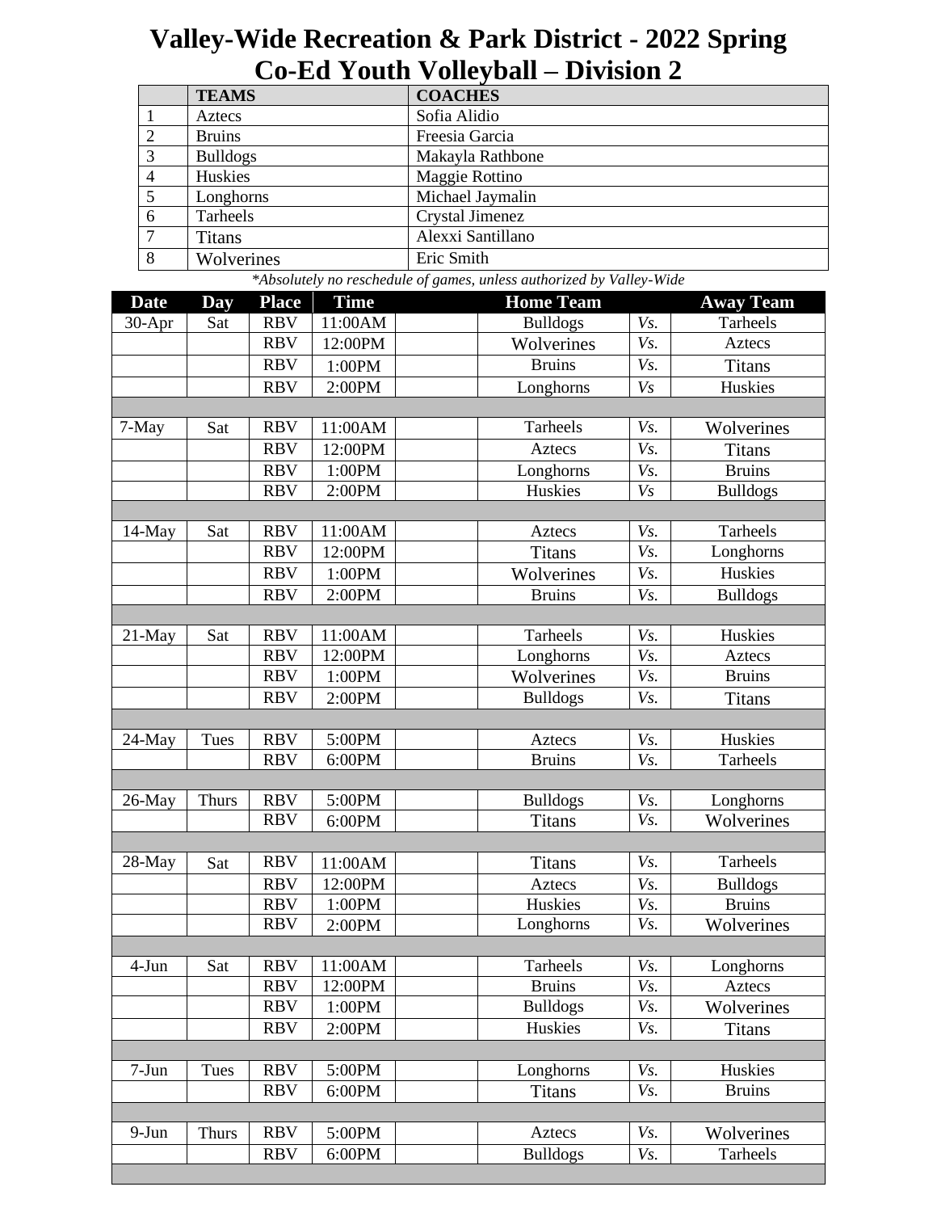# Valley-Wide Recreation & Park District - 2022 Spring Co-Ed Youth Volleyball – Division 2

| | TEAMS | COACHES |
|---|---|---|
| 1 | Aztecs | Sofia Alidio |
| 2 | Bruins | Freesia Garcia |
| 3 | Bulldogs | Makayla Rathbone |
| 4 | Huskies | Maggie Rottino |
| 5 | Longhorns | Michael Jaymalin |
| 6 | Tarheels | Crystal Jimenez |
| 7 | Titans | Alexxi Santillano |
| 8 | Wolverines | Eric Smith |

*\*Absolutely no reschedule of games, unless authorized by Valley-Wide*

| Date | Day | Place | Time | | Home Team | | Away Team |
|---|---|---|---|---|---|---|---|
| 30-Apr | Sat | RBV | 11:00AM | | Bulldogs | *Vs.* | Tarheels |
| | | RBV | 12:00PM | | Wolverines | *Vs.* | Aztecs |
| | | RBV | 1:00PM | | Bruins | *Vs.* | Titans |
| | | RBV | 2:00PM | | Longhorns | *Vs* | Huskies |
| | | | | | | | |
| 7-May | Sat | RBV | 11:00AM | | Tarheels | *Vs.* | Wolverines |
| | | RBV | 12:00PM | | Aztecs | *Vs.* | Titans |
| | | RBV | 1:00PM | | Longhorns | *Vs.* | Bruins |
| | | RBV | 2:00PM | | Huskies | *Vs* | Bulldogs |
| | | | | | | | |
| 14-May | Sat | RBV | 11:00AM | | Aztecs | *Vs.* | Tarheels |
| | | RBV | 12:00PM | | Titans | *Vs.* | Longhorns |
| | | RBV | 1:00PM | | Wolverines | *Vs.* | Huskies |
| | | RBV | 2:00PM | | Bruins | *Vs.* | Bulldogs |
| | | | | | | | |
| 21-May | Sat | RBV | 11:00AM | | Tarheels | *Vs.* | Huskies |
| | | RBV | 12:00PM | | Longhorns | *Vs.* | Aztecs |
| | | RBV | 1:00PM | | Wolverines | *Vs.* | Bruins |
| | | RBV | 2:00PM | | Bulldogs | *Vs.* | Titans |
| | | | | | | | |
| 24-May | Tues | RBV | 5:00PM | | Aztecs | *Vs.* | Huskies |
| | | RBV | 6:00PM | | Bruins | *Vs.* | Tarheels |
| | | | | | | | |
| 26-May | Thurs | RBV | 5:00PM | | Bulldogs | *Vs.* | Longhorns |
| | | RBV | 6:00PM | | Titans | *Vs.* | Wolverines |
| | | | | | | | |
| 28-May | Sat | RBV | 11:00AM | | Titans | *Vs.* | Tarheels |
| | | RBV | 12:00PM | | Aztecs | *Vs.* | Bulldogs |
| | | RBV | 1:00PM | | Huskies | *Vs.* | Bruins |
| | | RBV | 2:00PM | | Longhorns | *Vs.* | Wolverines |
| | | | | | | | |
| 4-Jun | Sat | RBV | 11:00AM | | Tarheels | *Vs.* | Longhorns |
| | | RBV | 12:00PM | | Bruins | *Vs.* | Aztecs |
| | | RBV | 1:00PM | | Bulldogs | *Vs.* | Wolverines |
| | | RBV | 2:00PM | | Huskies | *Vs.* | Titans |
| | | | | | | | |
| 7-Jun | Tues | RBV | 5:00PM | | Longhorns | *Vs.* | Huskies |
| | | RBV | 6:00PM | | Titans | *Vs.* | Bruins |
| | | | | | | | |
| 9-Jun | Thurs | RBV | 5:00PM | | Aztecs | *Vs.* | Wolverines |
| | | RBV | 6:00PM | | Bulldogs | *Vs.* | Tarheels |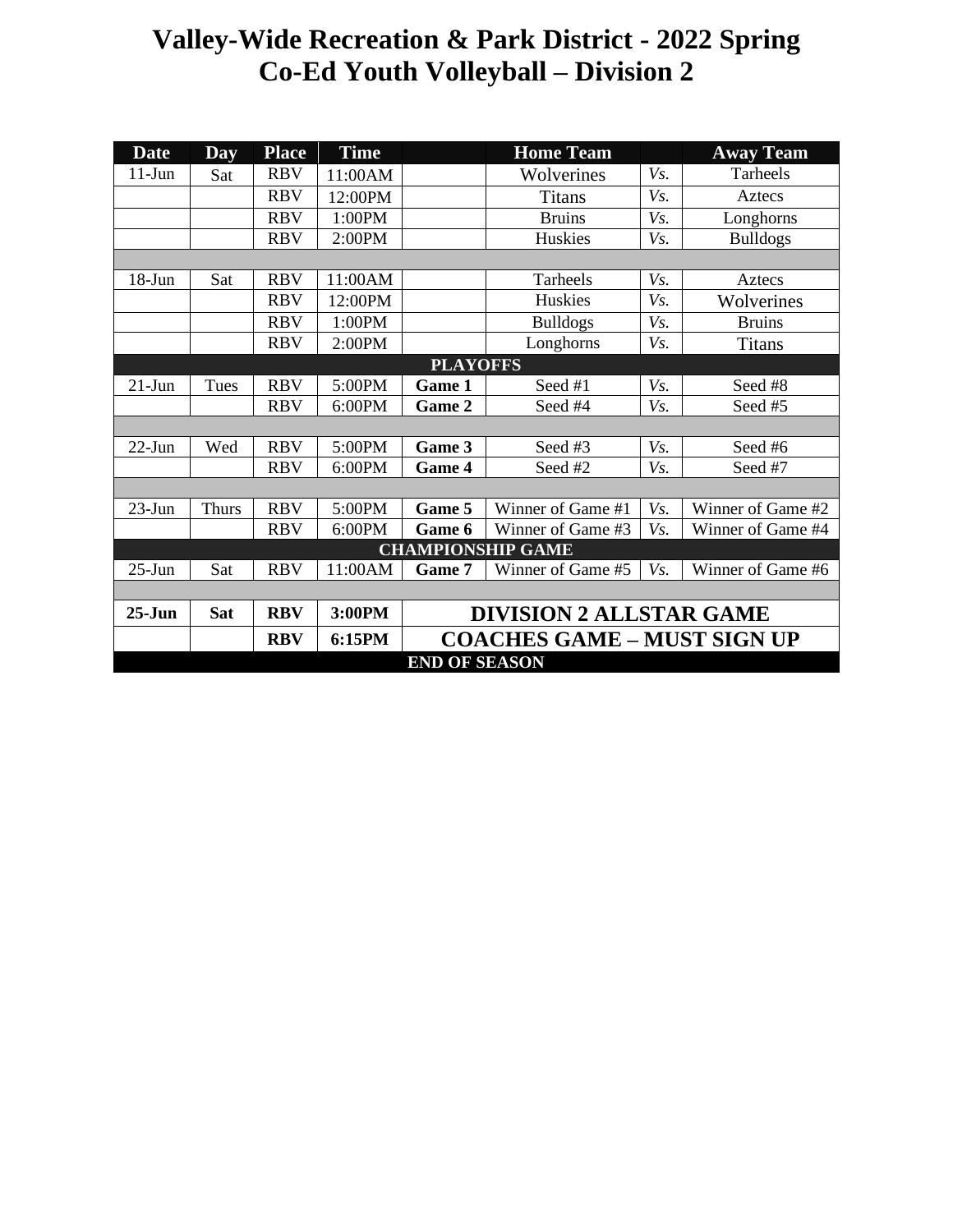# Valley-Wide Recreation & Park District - 2022 Spring Co-Ed Youth Volleyball – Division 2

| Date | Day | Place | Time | | Home Team | | Away Team |
|---|---|---|---|---|---|---|---|
| 11-Jun | Sat | RBV | 11:00AM | | Wolverines | *Vs.* | Tarheels |
| | | RBV | 12:00PM | | Titans | *Vs.* | Aztecs |
| | | RBV | 1:00PM | | Bruins | *Vs.* | Longhorns |
| | | RBV | 2:00PM | | Huskies | *Vs.* | Bulldogs |
| | | | | | | | |
| 18-Jun | Sat | RBV | 11:00AM | | Tarheels | *Vs.* | Aztecs |
| | | RBV | 12:00PM | | Huskies | *Vs.* | Wolverines |
| | | RBV | 1:00PM | | Bulldogs | *Vs.* | Bruins |
| | | RBV | 2:00PM | | Longhorns | *Vs.* | Titans |
| **PLAYOFFS** | | | | | | | |
| 21-Jun | Tues | RBV | 5:00PM | **Game 1** | Seed #1 | *Vs.* | Seed #8 |
| | | RBV | 6:00PM | **Game 2** | Seed #4 | *Vs.* | Seed #5 |
| | | | | | | | |
| 22-Jun | Wed | RBV | 5:00PM | **Game 3** | Seed #3 | *Vs.* | Seed #6 |
| | | RBV | 6:00PM | **Game 4** | Seed #2 | *Vs.* | Seed #7 |
| | | | | | | | |
| 23-Jun | Thurs | RBV | 5:00PM | **Game 5** | Winner of Game #1 | *Vs.* | Winner of Game #2 |
| | | RBV | 6:00PM | **Game 6** | Winner of Game #3 | *Vs.* | Winner of Game #4 |
| **CHAMPIONSHIP GAME** | | | | | | | |
| 25-Jun | Sat | RBV | 11:00AM | **Game 7** | Winner of Game #5 | *Vs.* | Winner of Game #6 |
| | | | | | | | |
| **25-Jun** | **Sat** | **RBV** | **3:00PM** | **DIVISION 2 ALLSTAR GAME** | | | |
| | | **RBV** | **6:15PM** | **COACHES GAME – MUST SIGN UP** | | | |
| **END OF SEASON** | | | | | | | |